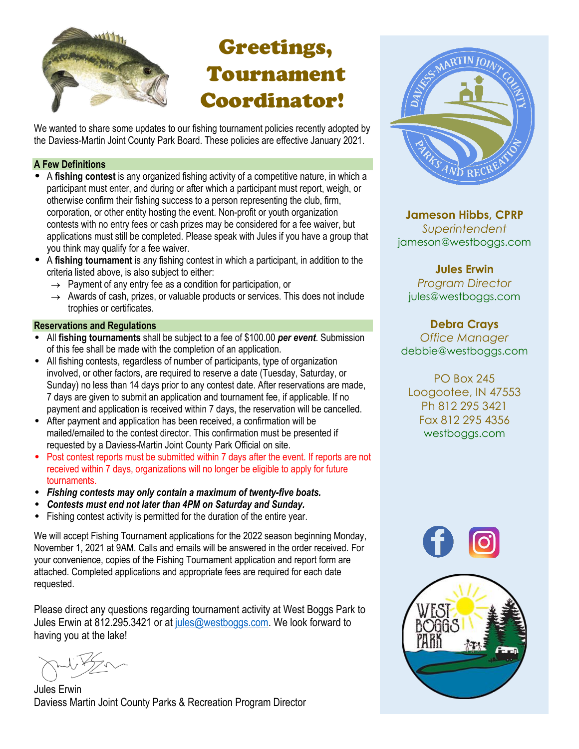# Greetings, Tournament Coordinator!

We wanted to share some updates to our fishing tournament policies recently adopted by the Daviess-Martin Joint County Park Board. These policies are effective January 2021.

### A Few Definitions

- A **fishing contest** is any organized fishing activity of a competitive nature, in which a participant must enter, and during or after which a participant must report, weigh, or otherwise confirm their fishing success to a person representing the club, firm, corporation, or other entity hosting the event. Non-profit or youth organization contests with no entry fees or cash prizes may be considered for a fee waiver, but applications must still be completed. Please speak with Jules if you have a group that you think may qualify for a fee waiver.
- A **fishing tournament** is any fishing contest in which a participant, in addition to the criteria listed above, is also subject to either:
  - → Payment of any entry fee as a condition for participation, or
  - → Awards of cash, prizes, or valuable products or services. This does not include trophies or certificates.

### Reservations and Regulations

- All **fishing tournaments** shall be subject to a fee of $100.00 ***per event***. Submission of this fee shall be made with the completion of an application.
- All fishing contests, regardless of number of participants, type of organization involved, or other factors, are required to reserve a date (Tuesday, Saturday, or Sunday) no less than 14 days prior to any contest date. After reservations are made, 7 days are given to submit an application and tournament fee, if applicable. If no payment and application is received within 7 days, the reservation will be cancelled.
- After payment and application has been received, a confirmation will be mailed/emailed to the contest director. This confirmation must be presented if requested by a Daviess-Martin Joint County Park Official on site.
- Post contest reports must be submitted within 7 days after the event. If reports are not received within 7 days, organizations will no longer be eligible to apply for future tournaments.
- ***Fishing contests may only contain a maximum of twenty-five boats.***
- ***Contests must end not later than 4PM on Saturday and Sunday.***
- Fishing contest activity is permitted for the duration of the entire year.

We will accept Fishing Tournament applications for the 2022 season beginning Monday, November 1, 2021 at 9AM. Calls and emails will be answered in the order received. For your convenience, copies of the Fishing Tournament application and report form are attached. Completed applications and appropriate fees are required for each date requested.

Please direct any questions regarding tournament activity at West Boggs Park to Jules Erwin at 812.295.3421 or at jules@westboggs.com. We look forward to having you at the lake!

Jules Erwin
Daviess Martin Joint County Parks & Recreation Program Director

---

**Jameson Hibbs, CPRP**
*Superintendent*
jameson@westboggs.com

**Jules Erwin**
*Program Director*
jules@westboggs.com

**Debra Crays**
*Office Manager*
debbie@westboggs.com

PO Box 245
Loogootee, IN 47553
Ph 812 295 3421
Fax 812 295 4356
westboggs.com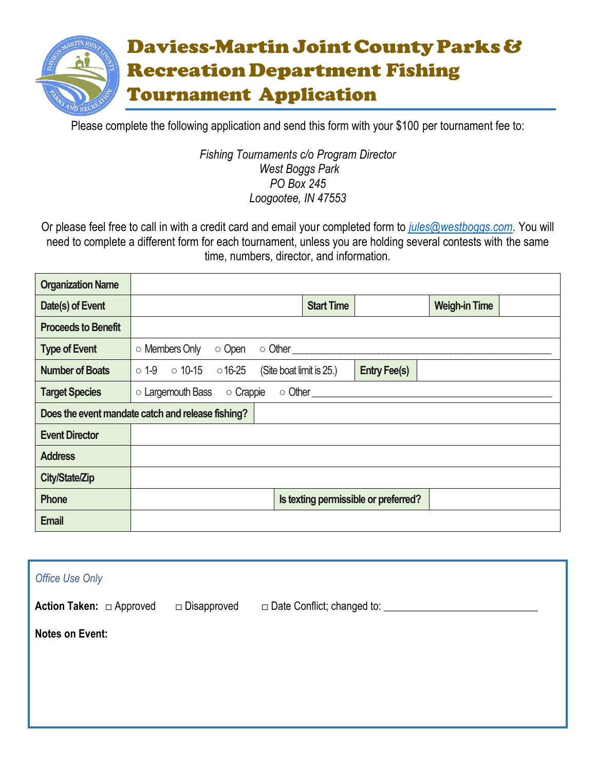# Daviess-Martin Joint County Parks & Recreation Department Fishing Tournament Application

Please complete the following application and send this form with your $100 per tournament fee to:

*Fishing Tournaments c/o Program Director*
*West Boggs Park*
*PO Box 245*
*Loogootee, IN 47553*

Or please feel free to call in with a credit card and email your completed form to *jules@westboggs.com*. You will need to complete a different form for each tournament, unless you are holding several contests with the same time, numbers, director, and information.

| | | | | | |
|---|---|---|---|---|---|
| **Organization Name** | | | | | |
| **Date(s) of Event** | | **Start Time** | | **Weigh-in Time** | |
| **Proceeds to Benefit** | | | | | |
| **Type of Event** | ○ Members Only ○ Open ○ Other ____________ | | | | |
| **Number of Boats** | ○ 1-9 ○ 10-15 ○ 16-25 (Site boat limit is 25.) | | **Entry Fee(s)** | | |
| **Target Species** | ○ Largemouth Bass ○ Crappie ○ Other ____________ | | | | |
| **Does the event mandate catch and release fishing?** | | | | | |
| **Event Director** | | | | | |
| **Address** | | | | | |
| **City/State/Zip** | | | | | |
| **Phone** | | **Is texting permissible or preferred?** | | | |
| **Email** | | | | | |

*Office Use Only*

**Action Taken:** □ Approved □ Disapproved □ Date Conflict; changed to: ____________________________

**Notes on Event:**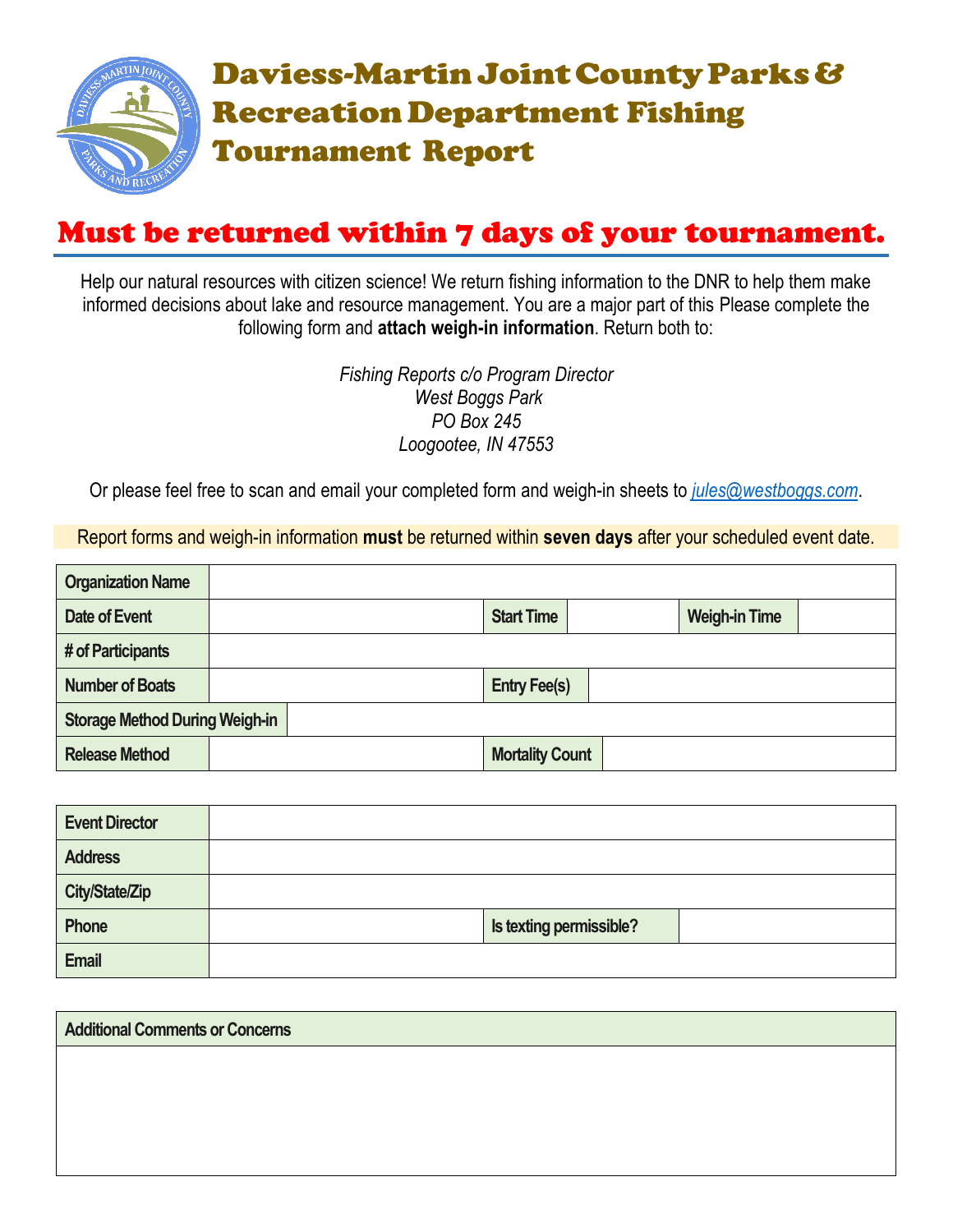# Daviess-Martin Joint County Parks & Recreation Department Fishing Tournament Report

## Must be returned within 7 days of your tournament.

Help our natural resources with citizen science! We return fishing information to the DNR to help them make informed decisions about lake and resource management. You are a major part of this Please complete the following form and **attach weigh-in information**. Return both to:

*Fishing Reports c/o Program Director*
*West Boggs Park*
*PO Box 245*
*Loogootee, IN 47553*

Or please feel free to scan and email your completed form and weigh-in sheets to *jules@westboggs.com*.

Report forms and weigh-in information **must** be returned within **seven days** after your scheduled event date.

| Organization Name | | | | | |
|---|---|---|---|---|---|
| Date of Event | | Start Time | | Weigh-in Time | |
| # of Participants | | | | | |
| Number of Boats | | Entry Fee(s) | | | |
| Storage Method During Weigh-in | | | | | |
| Release Method | | Mortality Count | | | |

| Event Director | | | |
|---|---|---|---|
| Address | | | |
| City/State/Zip | | | |
| Phone | | Is texting permissible? | |
| Email | | | |

| Additional Comments or Concerns |
|---|
| |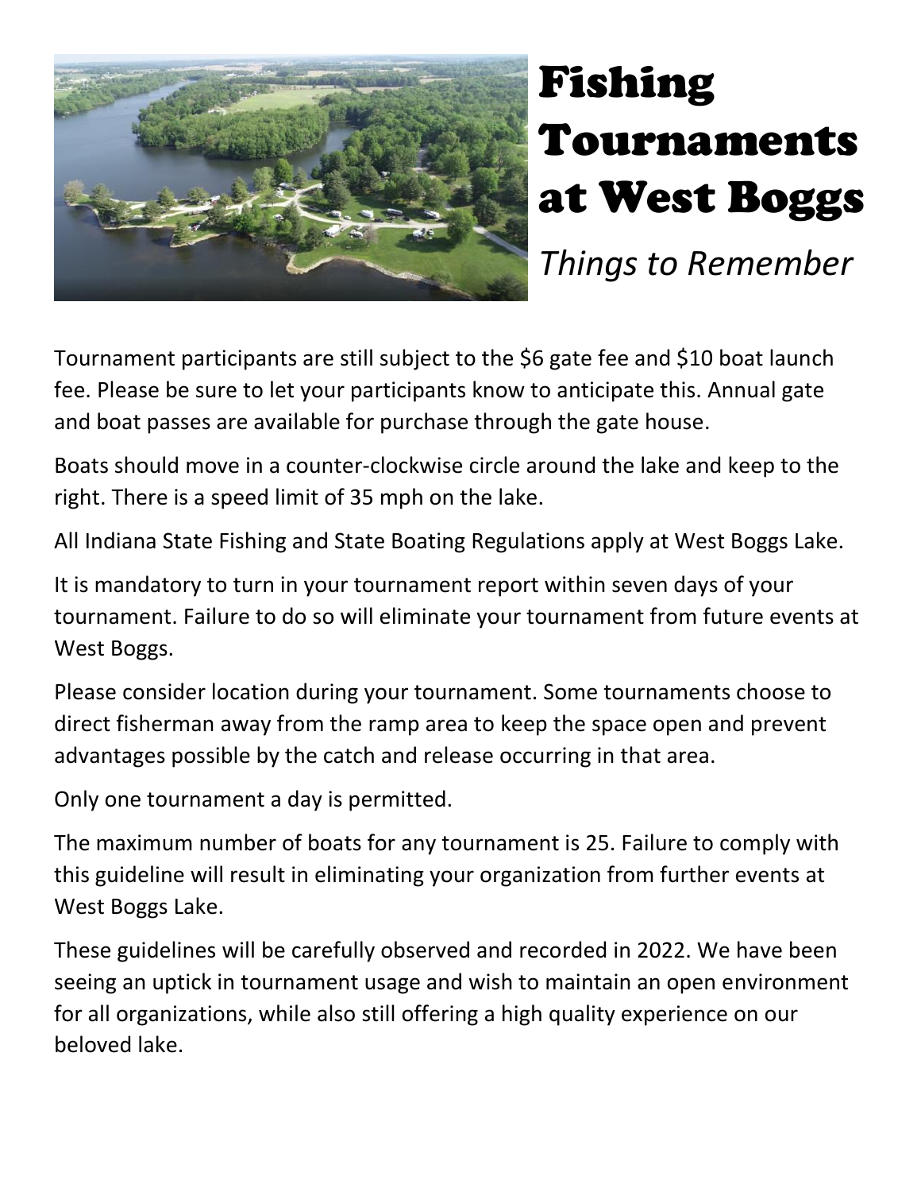# Fishing Tournaments at West Boggs

*Things to Remember*

Tournament participants are still subject to the $6 gate fee and $10 boat launch fee. Please be sure to let your participants know to anticipate this. Annual gate and boat passes are available for purchase through the gate house.

Boats should move in a counter-clockwise circle around the lake and keep to the right. There is a speed limit of 35 mph on the lake.

All Indiana State Fishing and State Boating Regulations apply at West Boggs Lake.

It is mandatory to turn in your tournament report within seven days of your tournament. Failure to do so will eliminate your tournament from future events at West Boggs.

Please consider location during your tournament. Some tournaments choose to direct fisherman away from the ramp area to keep the space open and prevent advantages possible by the catch and release occurring in that area.

Only one tournament a day is permitted.

The maximum number of boats for any tournament is 25. Failure to comply with this guideline will result in eliminating your organization from further events at West Boggs Lake.

These guidelines will be carefully observed and recorded in 2022. We have been seeing an uptick in tournament usage and wish to maintain an open environment for all organizations, while also still offering a high quality experience on our beloved lake.